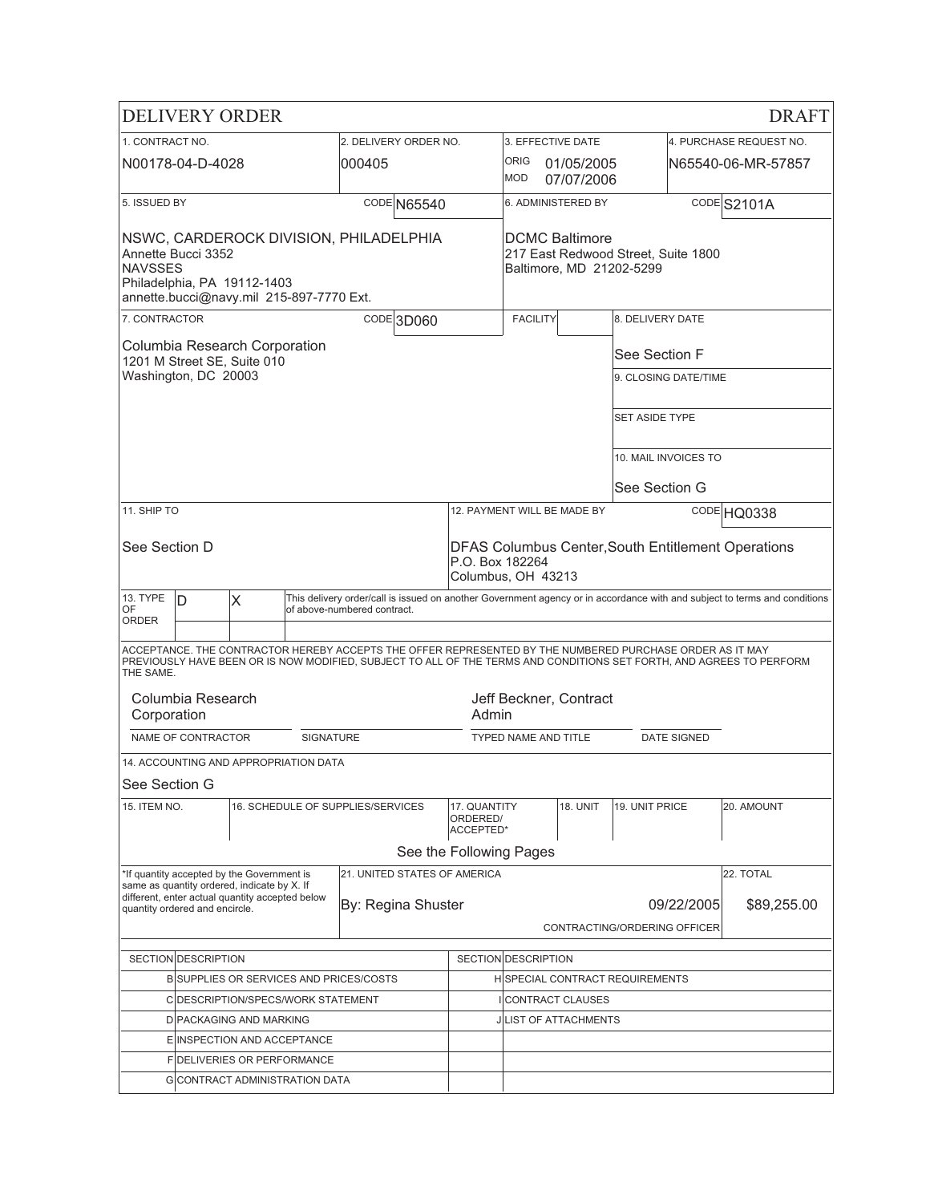# DELIVERY ORDER

DRAFT

| 1. CONTRACT NO. | 2. DELIVERY ORDER NO. | 3. EFFECTIVE DATE | 4. PURCHASE REQUEST NO. |
|---|---|---|---|
| N00178-04-D-4028 | 000405 | ORIG 01/05/2005<br>MOD 07/07/2006 | N65540-06-MR-57857 |

| 5. ISSUED BY CODE N65540 | 6. ADMINISTERED BY CODE S2101A |
|---|---|
| NSWC, CARDEROCK DIVISION, PHILADELPHIA<br>Annette Bucci 3352<br>NAVSSES<br>Philadelphia, PA 19112-1403<br>annette.bucci@navy.mil 215-897-7770 Ext. | DCMC Baltimore<br>217 East Redwood Street, Suite 1800<br>Baltimore, MD 21202-5299 |

| 7. CONTRACTOR CODE 3D060 | FACILITY | 8. DELIVERY DATE |
|---|---|---|
| Columbia Research Corporation<br>1201 M Street SE, Suite 010<br>Washington, DC 20003 | | See Section F |
| | | 9. CLOSING DATE/TIME |
| | | SET ASIDE TYPE |
| | | 10. MAIL INVOICES TO<br>See Section G |

| 11. SHIP TO | 12. PAYMENT WILL BE MADE BY CODE HQ0338 |
|---|---|
| See Section D | DFAS Columbus Center,South Entitlement Operations<br>P.O. Box 182264<br>Columbus, OH 43213 |

| 13. TYPE OF ORDER | D | X | This delivery order/call is issued on another Government agency or in accordance with and subject to terms and conditions of above-numbered contract. |
|---|---|---|---|

ACCEPTANCE. THE CONTRACTOR HEREBY ACCEPTS THE OFFER REPRESENTED BY THE NUMBERED PURCHASE ORDER AS IT MAY PREVIOUSLY HAVE BEEN OR IS NOW MODIFIED, SUBJECT TO ALL OF THE TERMS AND CONDITIONS SET FORTH, AND AGREES TO PERFORM THE SAME.

| Columbia Research Corporation | | Jeff Beckner, Contract Admin | |
|---|---|---|---|
| NAME OF CONTRACTOR | SIGNATURE | TYPED NAME AND TITLE | DATE SIGNED |

14. ACCOUNTING AND APPROPRIATION DATA

See Section G

| 15. ITEM NO. | 16. SCHEDULE OF SUPPLIES/SERVICES | 17. QUANTITY ORDERED/ ACCEPTED* | 18. UNIT | 19. UNIT PRICE | 20. AMOUNT |
|---|---|---|---|---|---|
| | See the Following Pages | | | | |

| *If quantity accepted by the Government is same as quantity ordered, indicate by X. If different, enter actual quantity accepted below quantity ordered and encircle. | 21. UNITED STATES OF AMERICA<br>By: Regina Shuster 09/22/2005<br>CONTRACTING/ORDERING OFFICER | 22. TOTAL<br>$89,255.00 |
|---|---|---|

| SECTION | DESCRIPTION | SECTION | DESCRIPTION |
|---|---|---|---|
| B | SUPPLIES OR SERVICES AND PRICES/COSTS | H | SPECIAL CONTRACT REQUIREMENTS |
| C | DESCRIPTION/SPECS/WORK STATEMENT | I | CONTRACT CLAUSES |
| D | PACKAGING AND MARKING | J | LIST OF ATTACHMENTS |
| E | INSPECTION AND ACCEPTANCE | | |
| F | DELIVERIES OR PERFORMANCE | | |
| G | CONTRACT ADMINISTRATION DATA | | |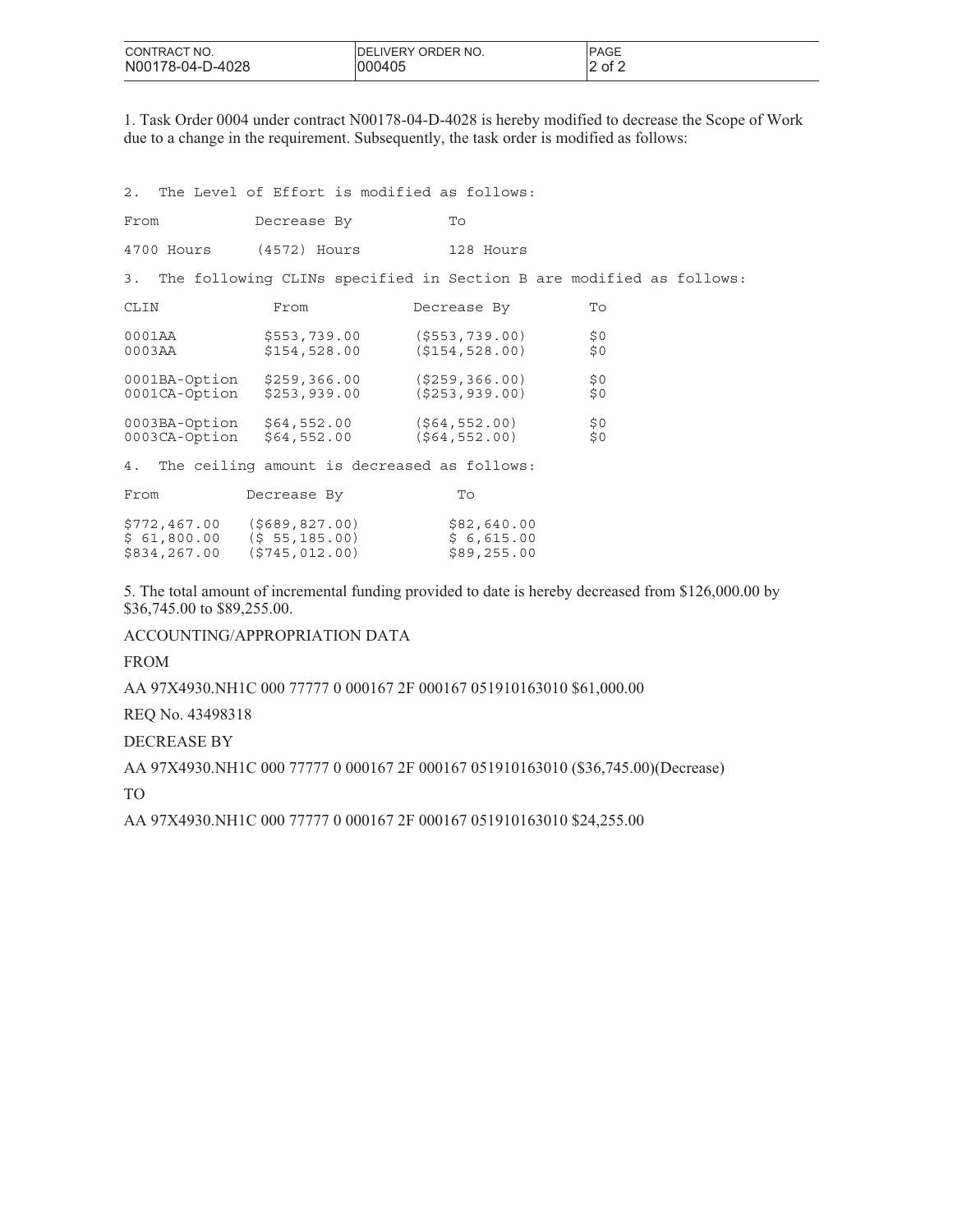| CONTRACT NO. | DELIVERY ORDER NO. | PAGE |
| --- | --- | --- |
| N00178-04-D-4028 | 000405 | 2 of 2 |

1. Task Order 0004 under contract N00178-04-D-4028 is hereby modified to decrease the Scope of Work due to a change in the requirement. Subsequently, the task order is modified as follows:

2. The Level of Effort is modified as follows:

| From | Decrease By | To |
| --- | --- | --- |
| 4700 Hours | (4572) Hours | 128 Hours |

3. The following CLINs specified in Section B are modified as follows:

| CLIN | From | Decrease By | To |
| --- | --- | --- | --- |
| 0001AA | $553,739.00 | ($553,739.00) | $0 |
| 0003AA | $154,528.00 | ($154,528.00) | $0 |
| 0001BA-Option | $259,366.00 | ($259,366.00) | $0 |
| 0001CA-Option | $253,939.00 | ($253,939.00) | $0 |
| 0003BA-Option | $64,552.00 | ($64,552.00) | $0 |
| 0003CA-Option | $64,552.00 | ($64,552.00) | $0 |

4. The ceiling amount is decreased as follows:

| From | Decrease By | To |
| --- | --- | --- |
| $772,467.00 | ($689,827.00) | $82,640.00 |
| $ 61,800.00 | ($ 55,185.00) | $ 6,615.00 |
| $834,267.00 | ($745,012.00) | $89,255.00 |

5. The total amount of incremental funding provided to date is hereby decreased from $126,000.00 by $36,745.00 to $89,255.00.

ACCOUNTING/APPROPRIATION DATA

FROM

AA 97X4930.NH1C 000 77777 0 000167 2F 000167 051910163010 $61,000.00

REQ No. 43498318

DECREASE BY

AA 97X4930.NH1C 000 77777 0 000167 2F 000167 051910163010 ($36,745.00)(Decrease)

TO

AA 97X4930.NH1C 000 77777 0 000167 2F 000167 051910163010 $24,255.00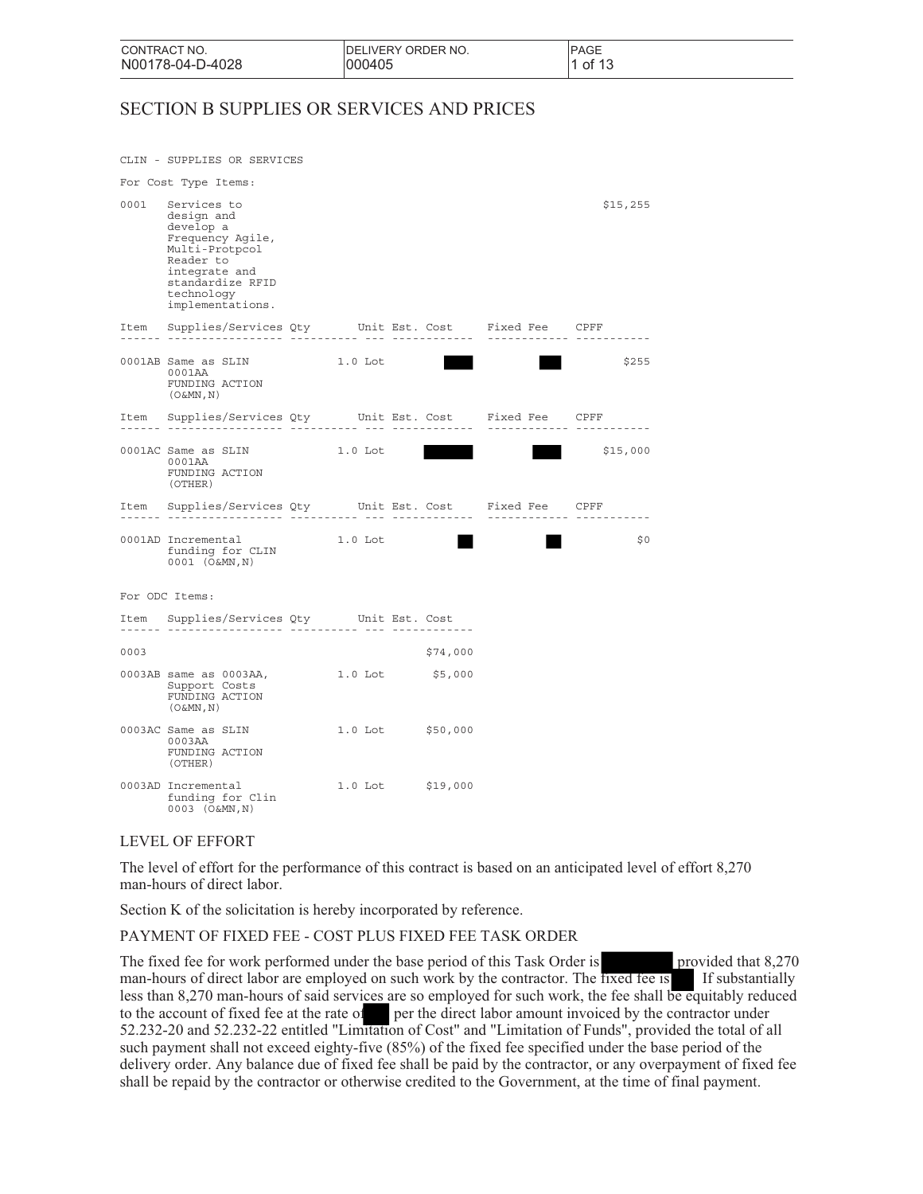| CONTRACT NO. | DELIVERY ORDER NO. |
|---|---|
| N00178-04-D-4028 | 000405 |

# SECTION B SUPPLIES OR SERVICES AND PRICES

CLIN - SUPPLIES OR SERVICES

For Cost Type Items:

| Item | Supplies/Services | Qty | Unit | Est. Cost | Fixed Fee | CPFF |
|---|---|---|---|---|---|---|
| 0001 | Services to design and develop a Frequency Agile, Multi-Protpcol Reader to integrate and standardize RFID technology implementations. | | | | | $15,255 |
| 0001AB | Same as SLIN 0001AA FUNDING ACTION (O&MN,N) | 1.0 | Lot | | | $255 |
| 0001AC | Same as SLIN 0001AA FUNDING ACTION (OTHER) | 1.0 | Lot | | | $15,000 |
| 0001AD | Incremental funding for CLIN 0001 (O&MN,N) | 1.0 | Lot | | | $0 |

For ODC Items:

| Item | Supplies/Services | Qty | Unit | Est. Cost |
|---|---|---|---|---|
| 0003 | | | | $74,000 |
| 0003AB | same as 0003AA, Support Costs FUNDING ACTION (O&MN,N) | 1.0 | Lot | $5,000 |
| 0003AC | Same as SLIN 0003AA FUNDING ACTION (OTHER) | 1.0 | Lot | $50,000 |
| 0003AD | Incremental funding for Clin 0003 (O&MN,N) | 1.0 | Lot | $19,000 |

## LEVEL OF EFFORT

The level of effort for the performance of this contract is based on an anticipated level of effort 8,270 man-hours of direct labor.

Section K of the solicitation is hereby incorporated by reference.

## PAYMENT OF FIXED FEE - COST PLUS FIXED FEE TASK ORDER

The fixed fee for work performed under the base period of this Task Order is provided that 8,270 man-hours of direct labor are employed on such work by the contractor. The fixed fee is If substantially less than 8,270 man-hours of said services are so employed for such work, the fee shall be equitably reduced to the account of fixed fee at the rate of per the direct labor amount invoiced by the contractor under 52.232-20 and 52.232-22 entitled "Limitation of Cost" and "Limitation of Funds", provided the total of all such payment shall not exceed eighty-five (85%) of the fixed fee specified under the base period of the delivery order. Any balance due of fixed fee shall be paid by the contractor, or any overpayment of fixed fee shall be repaid by the contractor or otherwise credited to the Government, at the time of final payment.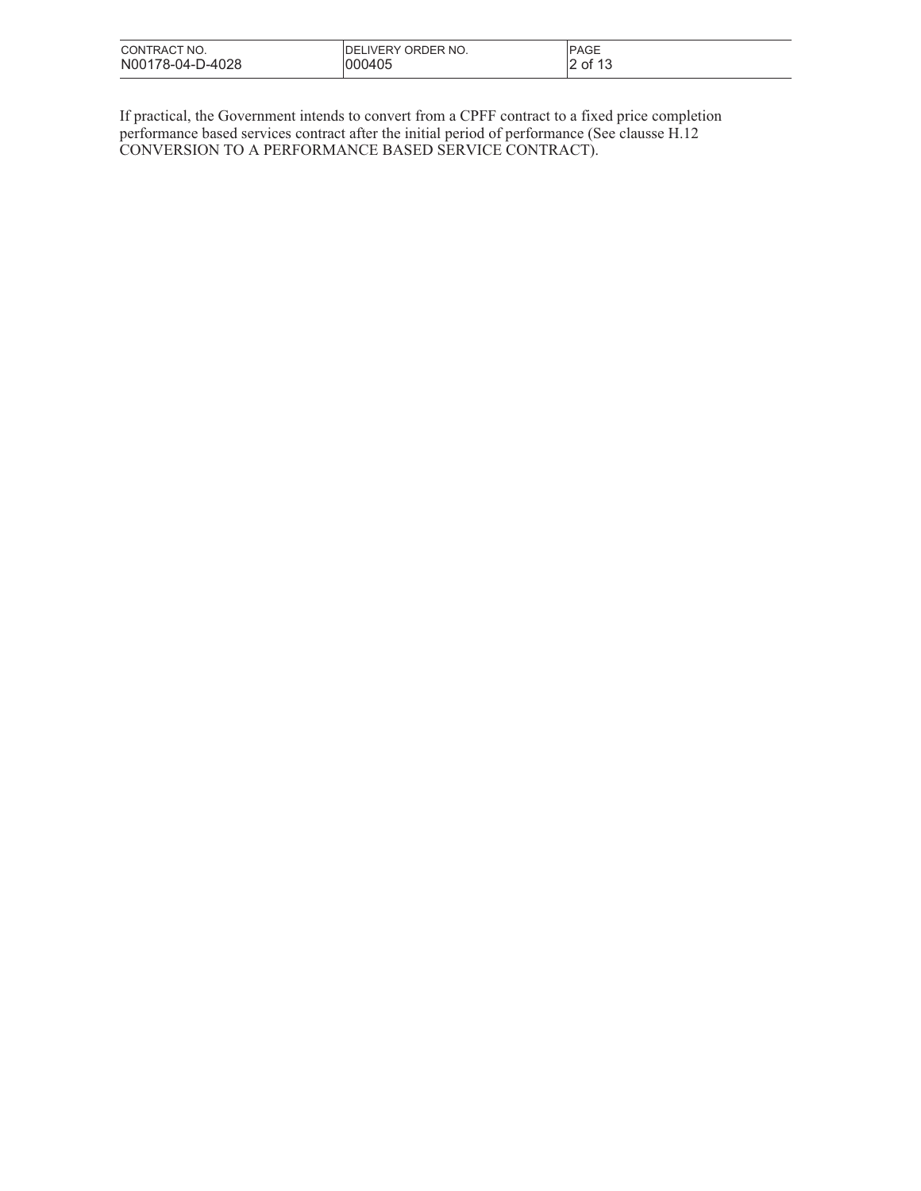If practical, the Government intends to convert from a CPFF contract to a fixed price completion performance based services contract after the initial period of performance (See clausse H.12 CONVERSION TO A PERFORMANCE BASED SERVICE CONTRACT).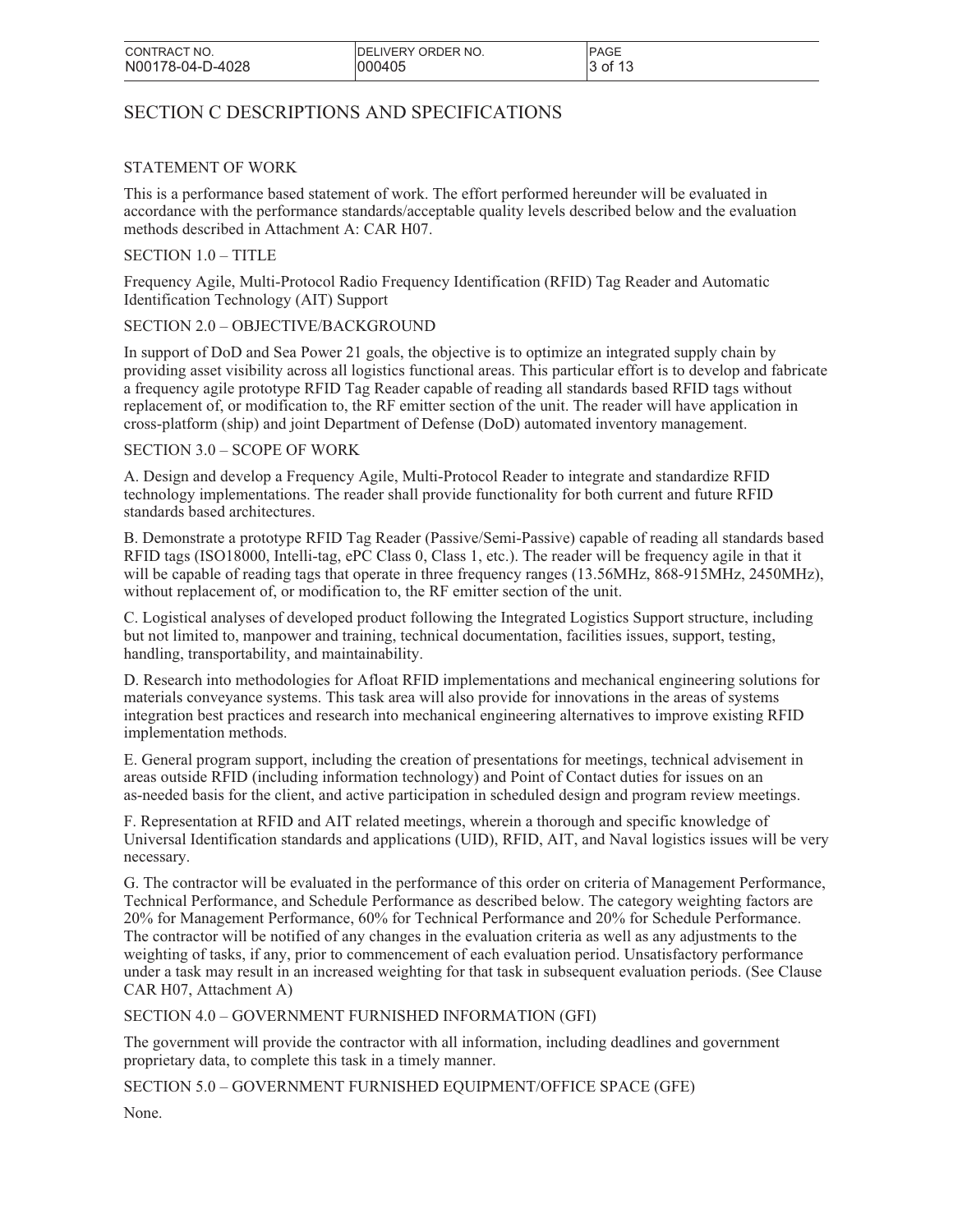# SECTION C DESCRIPTIONS AND SPECIFICATIONS

STATEMENT OF WORK

This is a performance based statement of work. The effort performed hereunder will be evaluated in accordance with the performance standards/acceptable quality levels described below and the evaluation methods described in Attachment A: CAR H07.

SECTION 1.0 – TITLE

Frequency Agile, Multi-Protocol Radio Frequency Identification (RFID) Tag Reader and Automatic Identification Technology (AIT) Support

SECTION 2.0 – OBJECTIVE/BACKGROUND

In support of DoD and Sea Power 21 goals, the objective is to optimize an integrated supply chain by providing asset visibility across all logistics functional areas. This particular effort is to develop and fabricate a frequency agile prototype RFID Tag Reader capable of reading all standards based RFID tags without replacement of, or modification to, the RF emitter section of the unit. The reader will have application in cross-platform (ship) and joint Department of Defense (DoD) automated inventory management.

SECTION 3.0 – SCOPE OF WORK

A. Design and develop a Frequency Agile, Multi-Protocol Reader to integrate and standardize RFID technology implementations. The reader shall provide functionality for both current and future RFID standards based architectures.

B. Demonstrate a prototype RFID Tag Reader (Passive/Semi-Passive) capable of reading all standards based RFID tags (ISO18000, Intelli-tag, ePC Class 0, Class 1, etc.). The reader will be frequency agile in that it will be capable of reading tags that operate in three frequency ranges (13.56MHz, 868-915MHz, 2450MHz), without replacement of, or modification to, the RF emitter section of the unit.

C. Logistical analyses of developed product following the Integrated Logistics Support structure, including but not limited to, manpower and training, technical documentation, facilities issues, support, testing, handling, transportability, and maintainability.

D. Research into methodologies for Afloat RFID implementations and mechanical engineering solutions for materials conveyance systems. This task area will also provide for innovations in the areas of systems integration best practices and research into mechanical engineering alternatives to improve existing RFID implementation methods.

E. General program support, including the creation of presentations for meetings, technical advisement in areas outside RFID (including information technology) and Point of Contact duties for issues on an as-needed basis for the client, and active participation in scheduled design and program review meetings.

F. Representation at RFID and AIT related meetings, wherein a thorough and specific knowledge of Universal Identification standards and applications (UID), RFID, AIT, and Naval logistics issues will be very necessary.

G. The contractor will be evaluated in the performance of this order on criteria of Management Performance, Technical Performance, and Schedule Performance as described below. The category weighting factors are 20% for Management Performance, 60% for Technical Performance and 20% for Schedule Performance. The contractor will be notified of any changes in the evaluation criteria as well as any adjustments to the weighting of tasks, if any, prior to commencement of each evaluation period. Unsatisfactory performance under a task may result in an increased weighting for that task in subsequent evaluation periods. (See Clause CAR H07, Attachment A)

SECTION 4.0 – GOVERNMENT FURNISHED INFORMATION (GFI)

The government will provide the contractor with all information, including deadlines and government proprietary data, to complete this task in a timely manner.

SECTION 5.0 – GOVERNMENT FURNISHED EQUIPMENT/OFFICE SPACE (GFE)

None.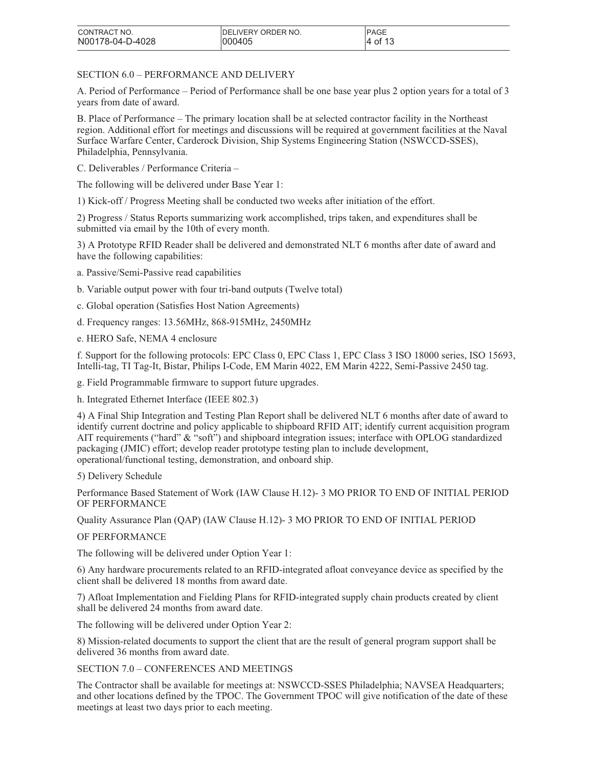SECTION 6.0 – PERFORMANCE AND DELIVERY

A. Period of Performance – Period of Performance shall be one base year plus 2 option years for a total of 3 years from date of award.

B. Place of Performance – The primary location shall be at selected contractor facility in the Northeast region. Additional effort for meetings and discussions will be required at government facilities at the Naval Surface Warfare Center, Carderock Division, Ship Systems Engineering Station (NSWCCD-SSES), Philadelphia, Pennsylvania.

C. Deliverables / Performance Criteria –

The following will be delivered under Base Year 1:

1) Kick-off / Progress Meeting shall be conducted two weeks after initiation of the effort.

2) Progress / Status Reports summarizing work accomplished, trips taken, and expenditures shall be submitted via email by the 10th of every month.

3) A Prototype RFID Reader shall be delivered and demonstrated NLT 6 months after date of award and have the following capabilities:

a. Passive/Semi-Passive read capabilities

b. Variable output power with four tri-band outputs (Twelve total)

c. Global operation (Satisfies Host Nation Agreements)

d. Frequency ranges: 13.56MHz, 868-915MHz, 2450MHz

e. HERO Safe, NEMA 4 enclosure

f. Support for the following protocols: EPC Class 0, EPC Class 1, EPC Class 3 ISO 18000 series, ISO 15693, Intelli-tag, TI Tag-It, Bistar, Philips I-Code, EM Marin 4022, EM Marin 4222, Semi-Passive 2450 tag.

g. Field Programmable firmware to support future upgrades.

h. Integrated Ethernet Interface (IEEE 802.3)

4) A Final Ship Integration and Testing Plan Report shall be delivered NLT 6 months after date of award to identify current doctrine and policy applicable to shipboard RFID AIT; identify current acquisition program AIT requirements ("hard" & "soft") and shipboard integration issues; interface with OPLOG standardized packaging (JMIC) effort; develop reader prototype testing plan to include development, operational/functional testing, demonstration, and onboard ship.

5) Delivery Schedule

Performance Based Statement of Work (IAW Clause H.12)- 3 MO PRIOR TO END OF INITIAL PERIOD OF PERFORMANCE

Quality Assurance Plan (QAP) (IAW Clause H.12)- 3 MO PRIOR TO END OF INITIAL PERIOD

OF PERFORMANCE

The following will be delivered under Option Year 1:

6) Any hardware procurements related to an RFID-integrated afloat conveyance device as specified by the client shall be delivered 18 months from award date.

7) Afloat Implementation and Fielding Plans for RFID-integrated supply chain products created by client shall be delivered 24 months from award date.

The following will be delivered under Option Year 2:

8) Mission-related documents to support the client that are the result of general program support shall be delivered 36 months from award date.

SECTION 7.0 – CONFERENCES AND MEETINGS

The Contractor shall be available for meetings at: NSWCCD-SSES Philadelphia; NAVSEA Headquarters; and other locations defined by the TPOC. The Government TPOC will give notification of the date of these meetings at least two days prior to each meeting.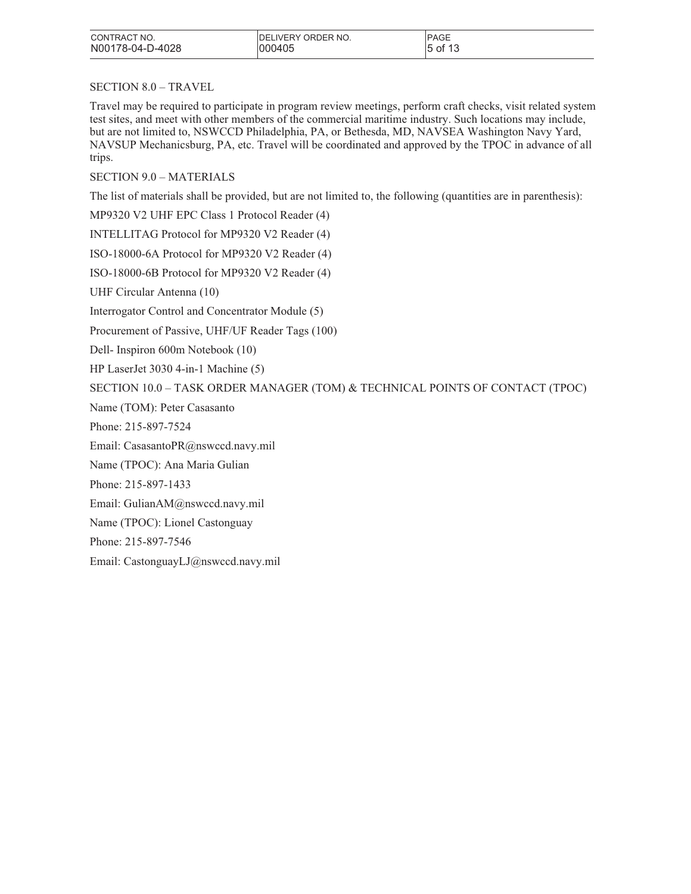## SECTION 8.0 – TRAVEL

Travel may be required to participate in program review meetings, perform craft checks, visit related system test sites, and meet with other members of the commercial maritime industry. Such locations may include, but are not limited to, NSWCCD Philadelphia, PA, or Bethesda, MD, NAVSEA Washington Navy Yard, NAVSUP Mechanicsburg, PA, etc. Travel will be coordinated and approved by the TPOC in advance of all trips.

## SECTION 9.0 – MATERIALS

The list of materials shall be provided, but are not limited to, the following (quantities are in parenthesis):

MP9320 V2 UHF EPC Class 1 Protocol Reader (4)

INTELLITAG Protocol for MP9320 V2 Reader (4)

ISO-18000-6A Protocol for MP9320 V2 Reader (4)

ISO-18000-6B Protocol for MP9320 V2 Reader (4)

UHF Circular Antenna (10)

Interrogator Control and Concentrator Module (5)

Procurement of Passive, UHF/UF Reader Tags (100)

Dell- Inspiron 600m Notebook (10)

HP LaserJet 3030 4-in-1 Machine (5)

## SECTION 10.0 – TASK ORDER MANAGER (TOM) & TECHNICAL POINTS OF CONTACT (TPOC)

Name (TOM): Peter Casasanto

Phone: 215-897-7524

Email: CasasantoPR@nswccd.navy.mil

Name (TPOC): Ana Maria Gulian

Phone: 215-897-1433

Email: GulianAM@nswccd.navy.mil

Name (TPOC): Lionel Castonguay

Phone: 215-897-7546

Email: CastonguayLJ@nswccd.navy.mil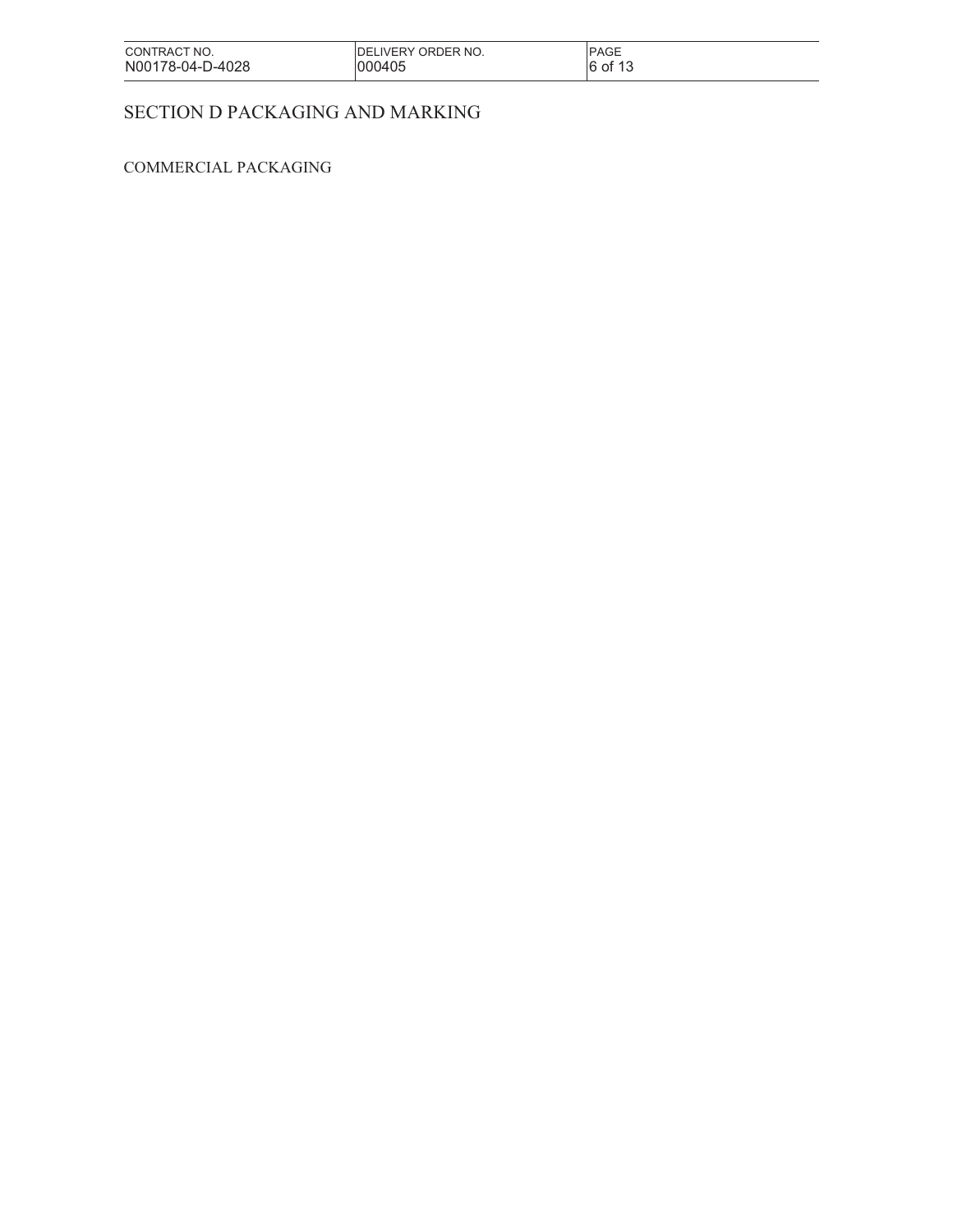# SECTION D PACKAGING AND MARKING

COMMERCIAL PACKAGING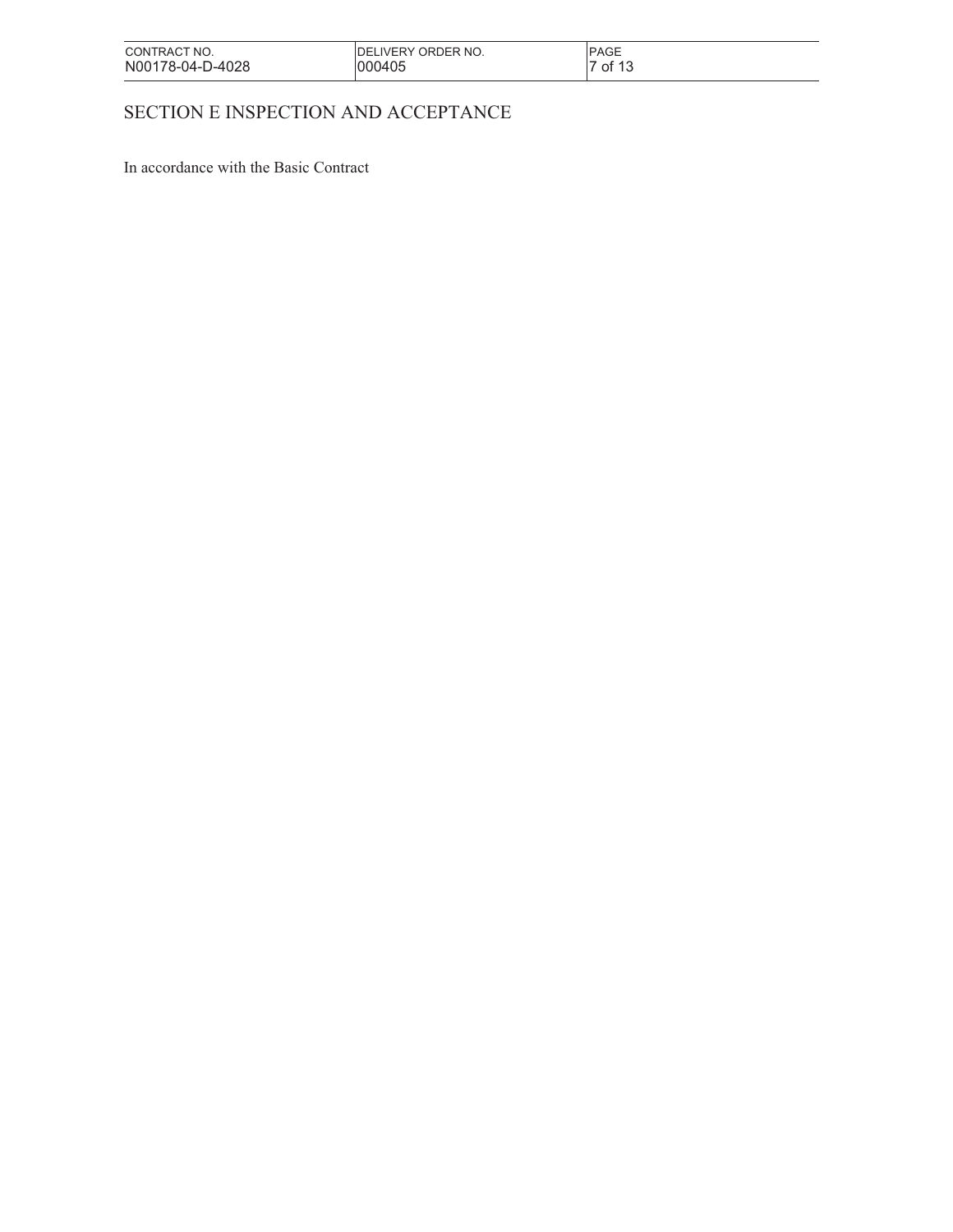# SECTION E INSPECTION AND ACCEPTANCE

In accordance with the Basic Contract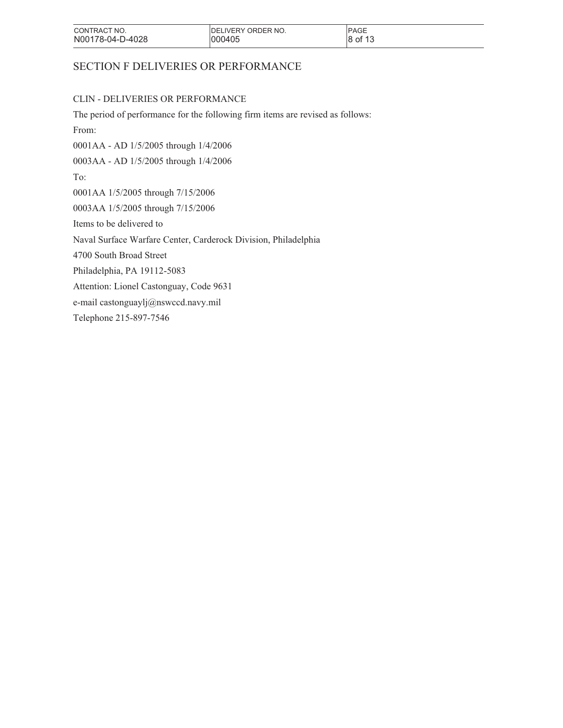# SECTION F DELIVERIES OR PERFORMANCE

CLIN - DELIVERIES OR PERFORMANCE

The period of performance for the following firm items are revised as follows:

From:

0001AA - AD 1/5/2005 through 1/4/2006

0003AA - AD 1/5/2005 through 1/4/2006

To:

0001AA 1/5/2005 through 7/15/2006

0003AA 1/5/2005 through 7/15/2006

Items to be delivered to

Naval Surface Warfare Center, Carderock Division, Philadelphia

4700 South Broad Street

Philadelphia, PA 19112-5083

Attention: Lionel Castonguay, Code 9631

e-mail castonguaylj@nswccd.navy.mil

Telephone 215-897-7546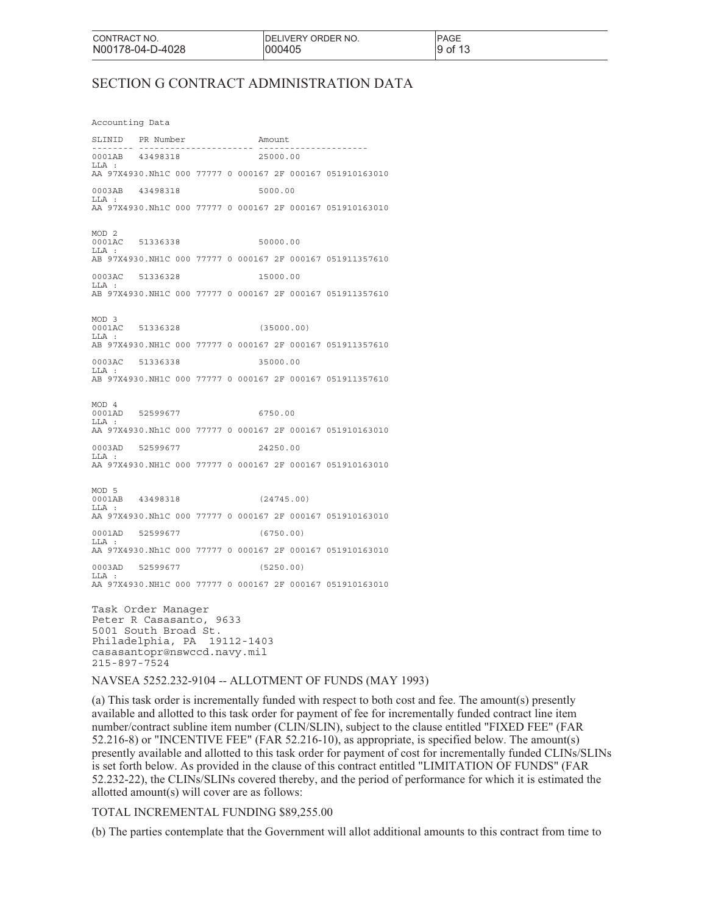# SECTION G CONTRACT ADMINISTRATION DATA

```
Accounting Data

SLINID   PR Number              Amount
-------- ---------------------- ---------------------
0001AB   43498318               25000.00
LLA :
AA 97X4930.Nh1C 000 77777 0 000167 2F 000167 051910163010

0003AB   43498318               5000.00
LLA :
AA 97X4930.Nh1C 000 77777 0 000167 2F 000167 051910163010


MOD 2
0001AC   51336338               50000.00
LLA :
AB 97X4930.NH1C 000 77777 0 000167 2F 000167 051911357610

0003AC   51336328               15000.00
LLA :
AB 97X4930.NH1C 000 77777 0 000167 2F 000167 051911357610


MOD 3
0001AC   51336328               (35000.00)
LLA :
AB 97X4930.NH1C 000 77777 0 000167 2F 000167 051911357610

0003AC   51336338               35000.00
LLA :
AB 97X4930.NH1C 000 77777 0 000167 2F 000167 051911357610


MOD 4
0001AD   52599677               6750.00
LLA :
AA 97X4930.Nh1C 000 77777 0 000167 2F 000167 051910163010

0003AD   52599677               24250.00
LLA :
AA 97X4930.NH1C 000 77777 0 000167 2F 000167 051910163010


MOD 5
0001AB   43498318               (24745.00)
LLA :
AA 97X4930.Nh1C 000 77777 0 000167 2F 000167 051910163010

0001AD   52599677               (6750.00)
LLA :
AA 97X4930.Nh1C 000 77777 0 000167 2F 000167 051910163010

0003AD   52599677               (5250.00)
LLA :
AA 97X4930.NH1C 000 77777 0 000167 2F 000167 051910163010
```

Task Order Manager
Peter R Casasanto, 9633
5001 South Broad St.
Philadelphia, PA 19112-1403
casasantopr@nswccd.navy.mil
215-897-7524

NAVSEA 5252.232-9104 -- ALLOTMENT OF FUNDS (MAY 1993)

(a) This task order is incrementally funded with respect to both cost and fee. The amount(s) presently available and allotted to this task order for payment of fee for incrementally funded contract line item number/contract subline item number (CLIN/SLIN), subject to the clause entitled "FIXED FEE" (FAR 52.216-8) or "INCENTIVE FEE" (FAR 52.216-10), as appropriate, is specified below. The amount(s) presently available and allotted to this task order for payment of cost for incrementally funded CLINs/SLINs is set forth below. As provided in the clause of this contract entitled "LIMITATION OF FUNDS" (FAR 52.232-22), the CLINs/SLINs covered thereby, and the period of performance for which it is estimated the allotted amount(s) will cover are as follows:

TOTAL INCREMENTAL FUNDING $89,255.00

(b) The parties contemplate that the Government will allot additional amounts to this contract from time to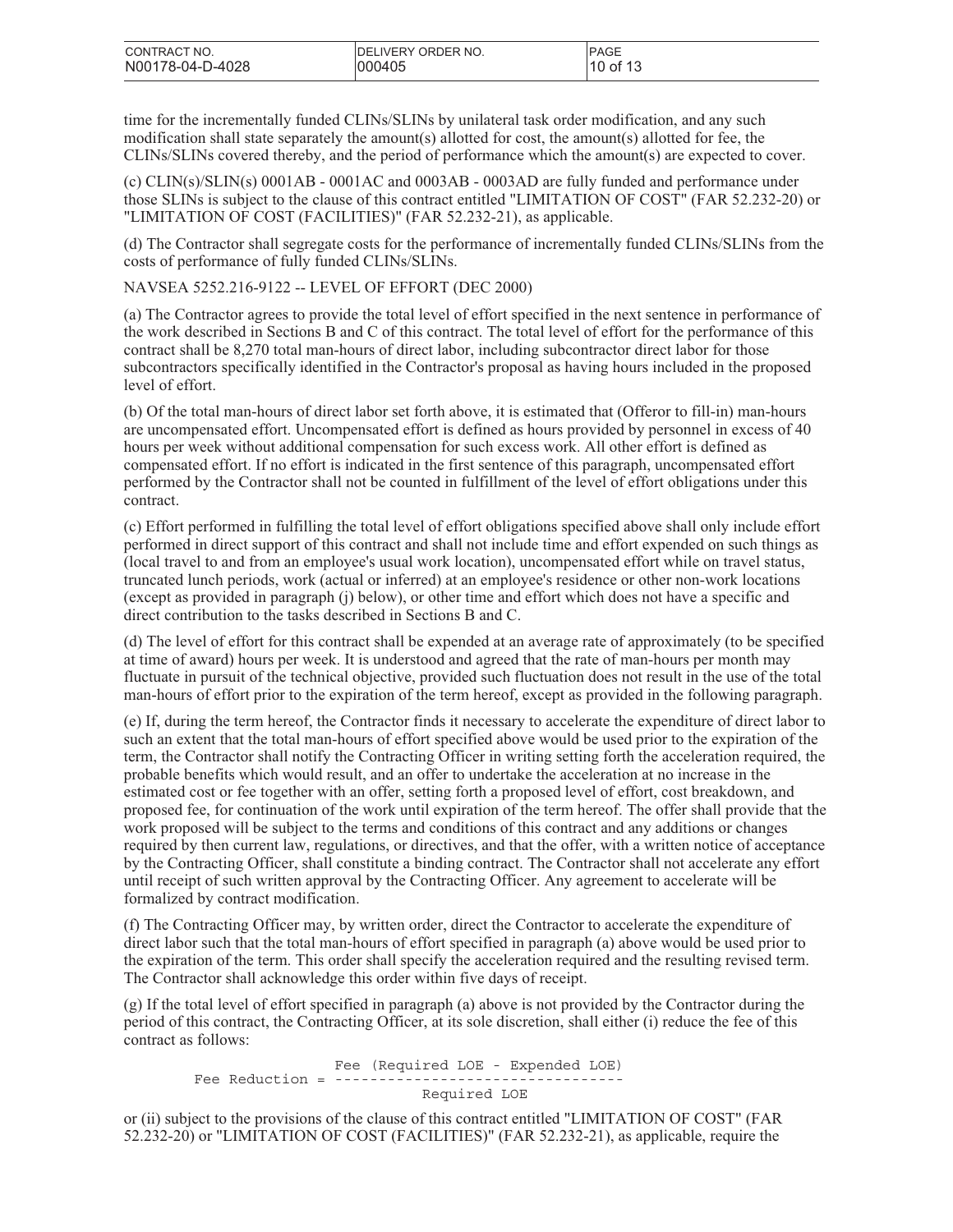time for the incrementally funded CLINs/SLINs by unilateral task order modification, and any such modification shall state separately the amount(s) allotted for cost, the amount(s) allotted for fee, the CLINs/SLINs covered thereby, and the period of performance which the amount(s) are expected to cover.

(c) CLIN(s)/SLIN(s) 0001AB - 0001AC and 0003AB - 0003AD are fully funded and performance under those SLINs is subject to the clause of this contract entitled "LIMITATION OF COST" (FAR 52.232-20) or "LIMITATION OF COST (FACILITIES)" (FAR 52.232-21), as applicable.

(d) The Contractor shall segregate costs for the performance of incrementally funded CLINs/SLINs from the costs of performance of fully funded CLINs/SLINs.

NAVSEA 5252.216-9122 -- LEVEL OF EFFORT (DEC 2000)

(a) The Contractor agrees to provide the total level of effort specified in the next sentence in performance of the work described in Sections B and C of this contract. The total level of effort for the performance of this contract shall be 8,270 total man-hours of direct labor, including subcontractor direct labor for those subcontractors specifically identified in the Contractor's proposal as having hours included in the proposed level of effort.

(b) Of the total man-hours of direct labor set forth above, it is estimated that (Offeror to fill-in) man-hours are uncompensated effort. Uncompensated effort is defined as hours provided by personnel in excess of 40 hours per week without additional compensation for such excess work. All other effort is defined as compensated effort. If no effort is indicated in the first sentence of this paragraph, uncompensated effort performed by the Contractor shall not be counted in fulfillment of the level of effort obligations under this contract.

(c) Effort performed in fulfilling the total level of effort obligations specified above shall only include effort performed in direct support of this contract and shall not include time and effort expended on such things as (local travel to and from an employee's usual work location), uncompensated effort while on travel status, truncated lunch periods, work (actual or inferred) at an employee's residence or other non-work locations (except as provided in paragraph (j) below), or other time and effort which does not have a specific and direct contribution to the tasks described in Sections B and C.

(d) The level of effort for this contract shall be expended at an average rate of approximately (to be specified at time of award) hours per week. It is understood and agreed that the rate of man-hours per month may fluctuate in pursuit of the technical objective, provided such fluctuation does not result in the use of the total man-hours of effort prior to the expiration of the term hereof, except as provided in the following paragraph.

(e) If, during the term hereof, the Contractor finds it necessary to accelerate the expenditure of direct labor to such an extent that the total man-hours of effort specified above would be used prior to the expiration of the term, the Contractor shall notify the Contracting Officer in writing setting forth the acceleration required, the probable benefits which would result, and an offer to undertake the acceleration at no increase in the estimated cost or fee together with an offer, setting forth a proposed level of effort, cost breakdown, and proposed fee, for continuation of the work until expiration of the term hereof. The offer shall provide that the work proposed will be subject to the terms and conditions of this contract and any additions or changes required by then current law, regulations, or directives, and that the offer, with a written notice of acceptance by the Contracting Officer, shall constitute a binding contract. The Contractor shall not accelerate any effort until receipt of such written approval by the Contracting Officer. Any agreement to accelerate will be formalized by contract modification.

(f) The Contracting Officer may, by written order, direct the Contractor to accelerate the expenditure of direct labor such that the total man-hours of effort specified in paragraph (a) above would be used prior to the expiration of the term. This order shall specify the acceleration required and the resulting revised term. The Contractor shall acknowledge this order within five days of receipt.

(g) If the total level of effort specified in paragraph (a) above is not provided by the Contractor during the period of this contract, the Contracting Officer, at its sole discretion, shall either (i) reduce the fee of this contract as follows:

$$\text{Fee Reduction} = \frac{\text{Fee (Required LOE - Expended LOE)}}{\text{Required LOE}}$$

or (ii) subject to the provisions of the clause of this contract entitled "LIMITATION OF COST" (FAR 52.232-20) or "LIMITATION OF COST (FACILITIES)" (FAR 52.232-21), as applicable, require the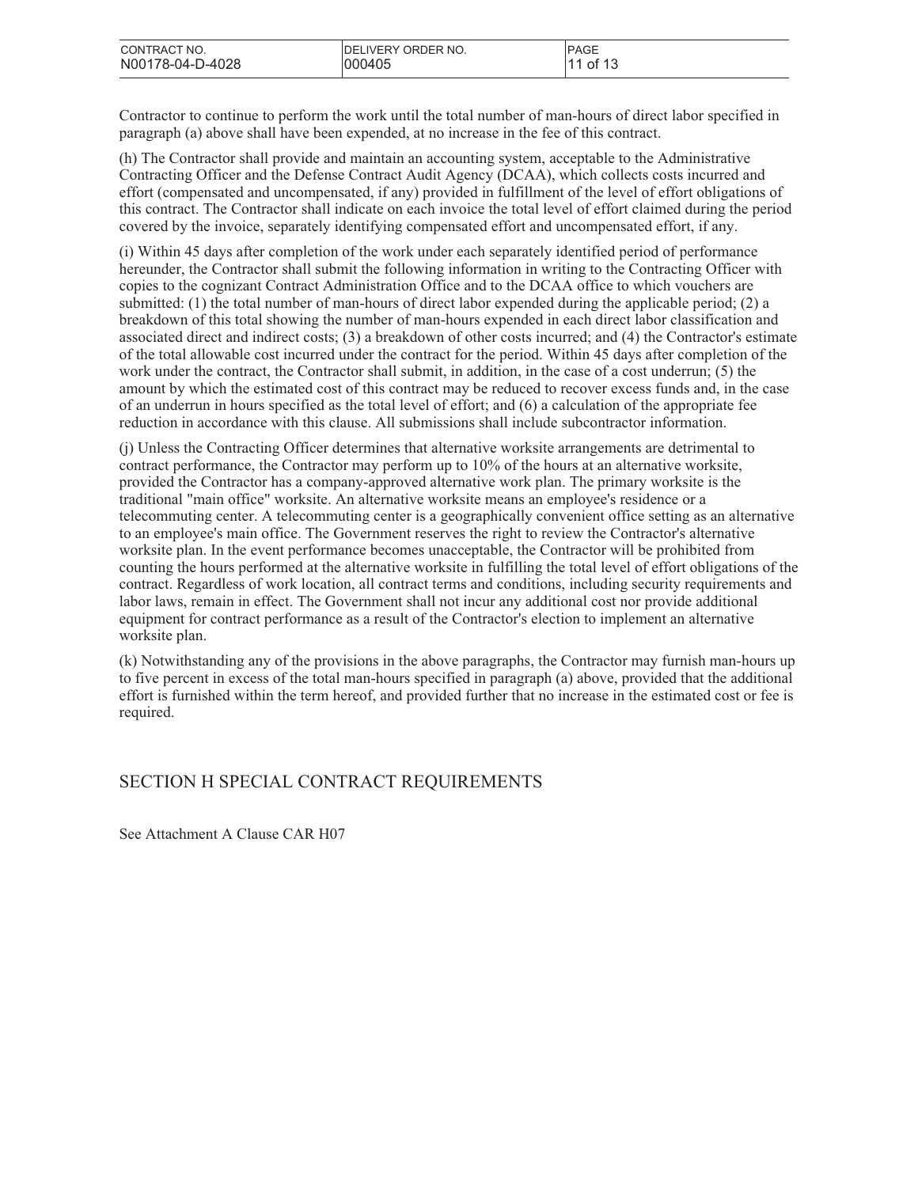Contractor to continue to perform the work until the total number of man-hours of direct labor specified in paragraph (a) above shall have been expended, at no increase in the fee of this contract.

(h) The Contractor shall provide and maintain an accounting system, acceptable to the Administrative Contracting Officer and the Defense Contract Audit Agency (DCAA), which collects costs incurred and effort (compensated and uncompensated, if any) provided in fulfillment of the level of effort obligations of this contract. The Contractor shall indicate on each invoice the total level of effort claimed during the period covered by the invoice, separately identifying compensated effort and uncompensated effort, if any.

(i) Within 45 days after completion of the work under each separately identified period of performance hereunder, the Contractor shall submit the following information in writing to the Contracting Officer with copies to the cognizant Contract Administration Office and to the DCAA office to which vouchers are submitted: (1) the total number of man-hours of direct labor expended during the applicable period; (2) a breakdown of this total showing the number of man-hours expended in each direct labor classification and associated direct and indirect costs; (3) a breakdown of other costs incurred; and (4) the Contractor's estimate of the total allowable cost incurred under the contract for the period. Within 45 days after completion of the work under the contract, the Contractor shall submit, in addition, in the case of a cost underrun; (5) the amount by which the estimated cost of this contract may be reduced to recover excess funds and, in the case of an underrun in hours specified as the total level of effort; and (6) a calculation of the appropriate fee reduction in accordance with this clause. All submissions shall include subcontractor information.

(j) Unless the Contracting Officer determines that alternative worksite arrangements are detrimental to contract performance, the Contractor may perform up to 10% of the hours at an alternative worksite, provided the Contractor has a company-approved alternative work plan. The primary worksite is the traditional "main office" worksite. An alternative worksite means an employee's residence or a telecommuting center. A telecommuting center is a geographically convenient office setting as an alternative to an employee's main office. The Government reserves the right to review the Contractor's alternative worksite plan. In the event performance becomes unacceptable, the Contractor will be prohibited from counting the hours performed at the alternative worksite in fulfilling the total level of effort obligations of the contract. Regardless of work location, all contract terms and conditions, including security requirements and labor laws, remain in effect. The Government shall not incur any additional cost nor provide additional equipment for contract performance as a result of the Contractor's election to implement an alternative worksite plan.

(k) Notwithstanding any of the provisions in the above paragraphs, the Contractor may furnish man-hours up to five percent in excess of the total man-hours specified in paragraph (a) above, provided that the additional effort is furnished within the term hereof, and provided further that no increase in the estimated cost or fee is required.

## SECTION H SPECIAL CONTRACT REQUIREMENTS

See Attachment A Clause CAR H07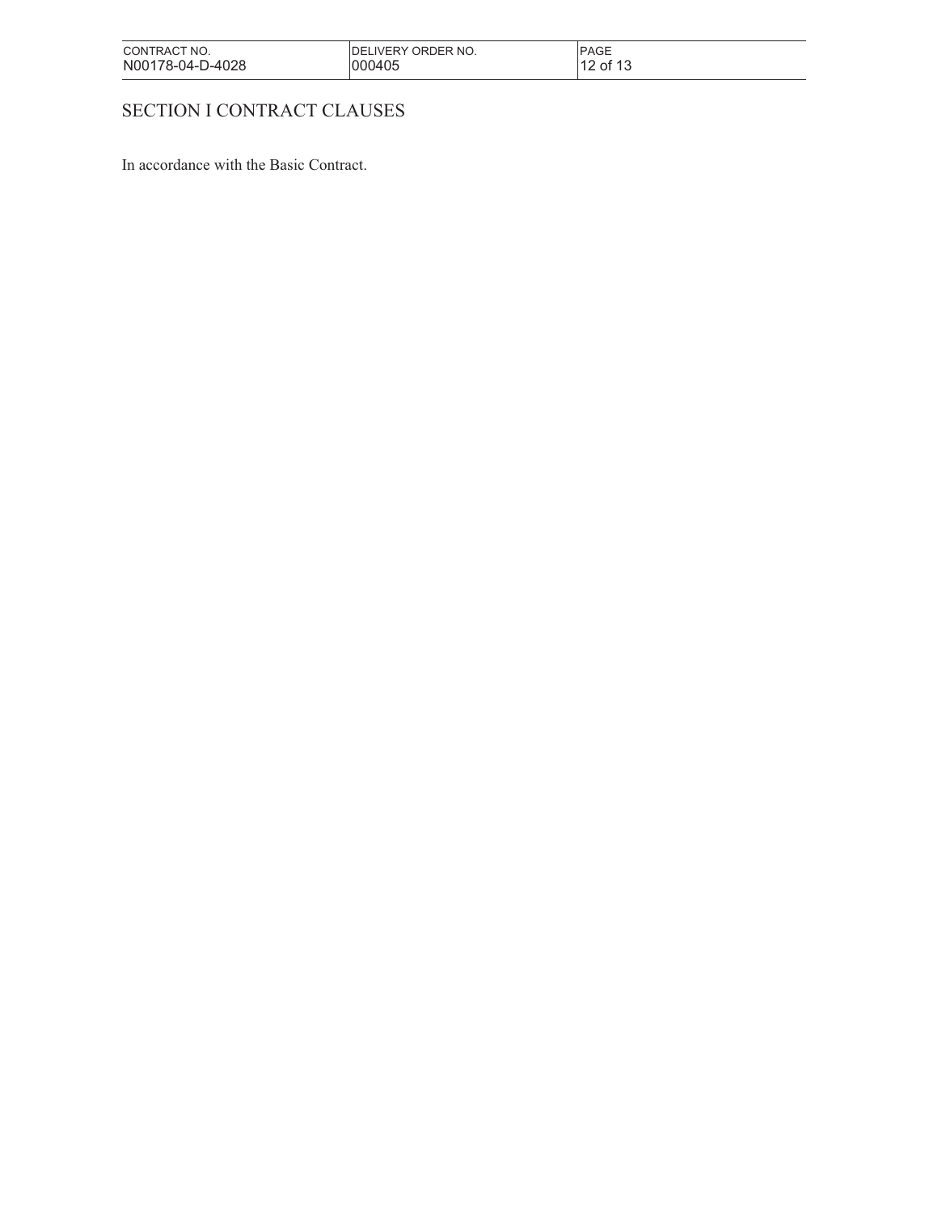# SECTION I CONTRACT CLAUSES

In accordance with the Basic Contract.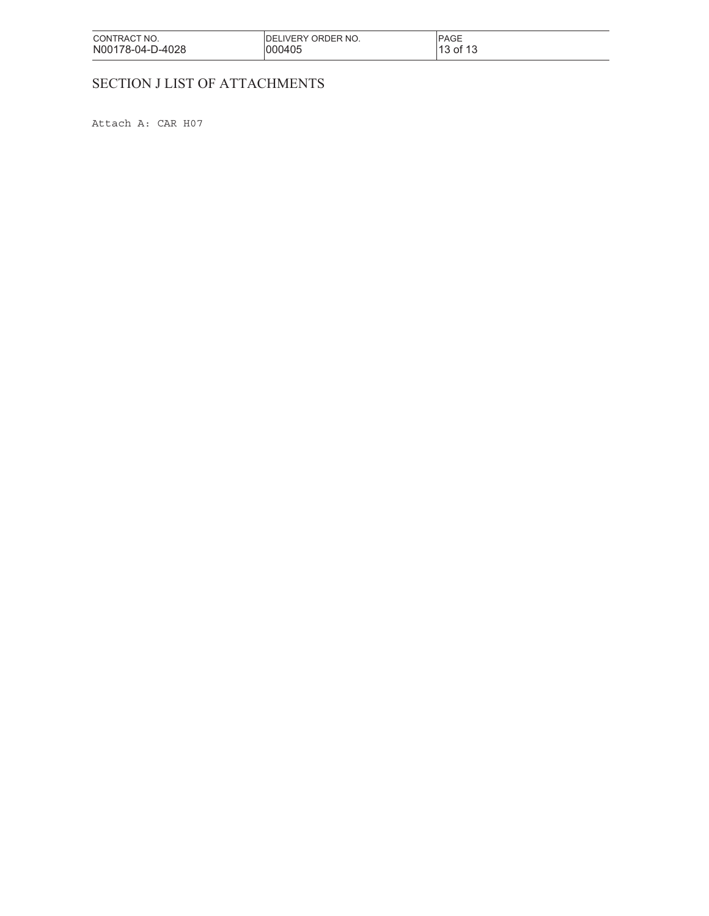# SECTION J LIST OF ATTACHMENTS

Attach A: CAR H07